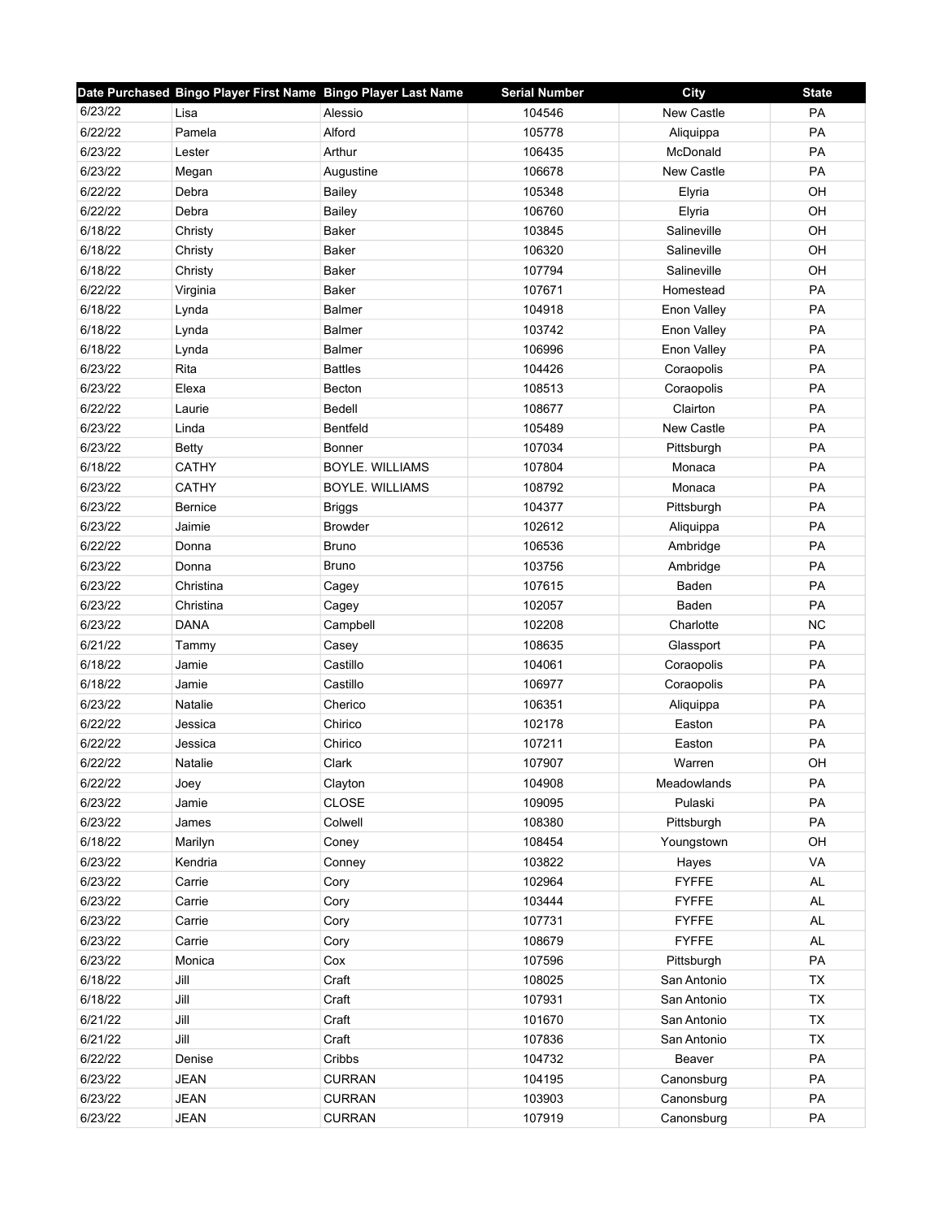| Date Purchased | Bingo Player First Name | Bingo Player Last Name | Serial Number | City | State |
|---|---|---|---|---|---|
| 6/23/22 | Lisa | Alessio | 104546 | New Castle | PA |
| 6/22/22 | Pamela | Alford | 105778 | Aliquippa | PA |
| 6/23/22 | Lester | Arthur | 106435 | McDonald | PA |
| 6/23/22 | Megan | Augustine | 106678 | New Castle | PA |
| 6/22/22 | Debra | Bailey | 105348 | Elyria | OH |
| 6/22/22 | Debra | Bailey | 106760 | Elyria | OH |
| 6/18/22 | Christy | Baker | 103845 | Salineville | OH |
| 6/18/22 | Christy | Baker | 106320 | Salineville | OH |
| 6/18/22 | Christy | Baker | 107794 | Salineville | OH |
| 6/22/22 | Virginia | Baker | 107671 | Homestead | PA |
| 6/18/22 | Lynda | Balmer | 104918 | Enon Valley | PA |
| 6/18/22 | Lynda | Balmer | 103742 | Enon Valley | PA |
| 6/18/22 | Lynda | Balmer | 106996 | Enon Valley | PA |
| 6/23/22 | Rita | Battles | 104426 | Coraopolis | PA |
| 6/23/22 | Elexa | Becton | 108513 | Coraopolis | PA |
| 6/22/22 | Laurie | Bedell | 108677 | Clairton | PA |
| 6/23/22 | Linda | Bentfeld | 105489 | New Castle | PA |
| 6/23/22 | Betty | Bonner | 107034 | Pittsburgh | PA |
| 6/18/22 | CATHY | BOYLE. WILLIAMS | 107804 | Monaca | PA |
| 6/23/22 | CATHY | BOYLE. WILLIAMS | 108792 | Monaca | PA |
| 6/23/22 | Bernice | Briggs | 104377 | Pittsburgh | PA |
| 6/23/22 | Jaimie | Browder | 102612 | Aliquippa | PA |
| 6/22/22 | Donna | Bruno | 106536 | Ambridge | PA |
| 6/23/22 | Donna | Bruno | 103756 | Ambridge | PA |
| 6/23/22 | Christina | Cagey | 107615 | Baden | PA |
| 6/23/22 | Christina | Cagey | 102057 | Baden | PA |
| 6/23/22 | DANA | Campbell | 102208 | Charlotte | NC |
| 6/21/22 | Tammy | Casey | 108635 | Glassport | PA |
| 6/18/22 | Jamie | Castillo | 104061 | Coraopolis | PA |
| 6/18/22 | Jamie | Castillo | 106977 | Coraopolis | PA |
| 6/23/22 | Natalie | Cherico | 106351 | Aliquippa | PA |
| 6/22/22 | Jessica | Chirico | 102178 | Easton | PA |
| 6/22/22 | Jessica | Chirico | 107211 | Easton | PA |
| 6/22/22 | Natalie | Clark | 107907 | Warren | OH |
| 6/22/22 | Joey | Clayton | 104908 | Meadowlands | PA |
| 6/23/22 | Jamie | CLOSE | 109095 | Pulaski | PA |
| 6/23/22 | James | Colwell | 108380 | Pittsburgh | PA |
| 6/18/22 | Marilyn | Coney | 108454 | Youngstown | OH |
| 6/23/22 | Kendria | Conney | 103822 | Hayes | VA |
| 6/23/22 | Carrie | Cory | 102964 | FYFFE | AL |
| 6/23/22 | Carrie | Cory | 103444 | FYFFE | AL |
| 6/23/22 | Carrie | Cory | 107731 | FYFFE | AL |
| 6/23/22 | Carrie | Cory | 108679 | FYFFE | AL |
| 6/23/22 | Monica | Cox | 107596 | Pittsburgh | PA |
| 6/18/22 | Jill | Craft | 108025 | San Antonio | TX |
| 6/18/22 | Jill | Craft | 107931 | San Antonio | TX |
| 6/21/22 | Jill | Craft | 101670 | San Antonio | TX |
| 6/21/22 | Jill | Craft | 107836 | San Antonio | TX |
| 6/22/22 | Denise | Cribbs | 104732 | Beaver | PA |
| 6/23/22 | JEAN | CURRAN | 104195 | Canonsburg | PA |
| 6/23/22 | JEAN | CURRAN | 103903 | Canonsburg | PA |
| 6/23/22 | JEAN | CURRAN | 107919 | Canonsburg | PA |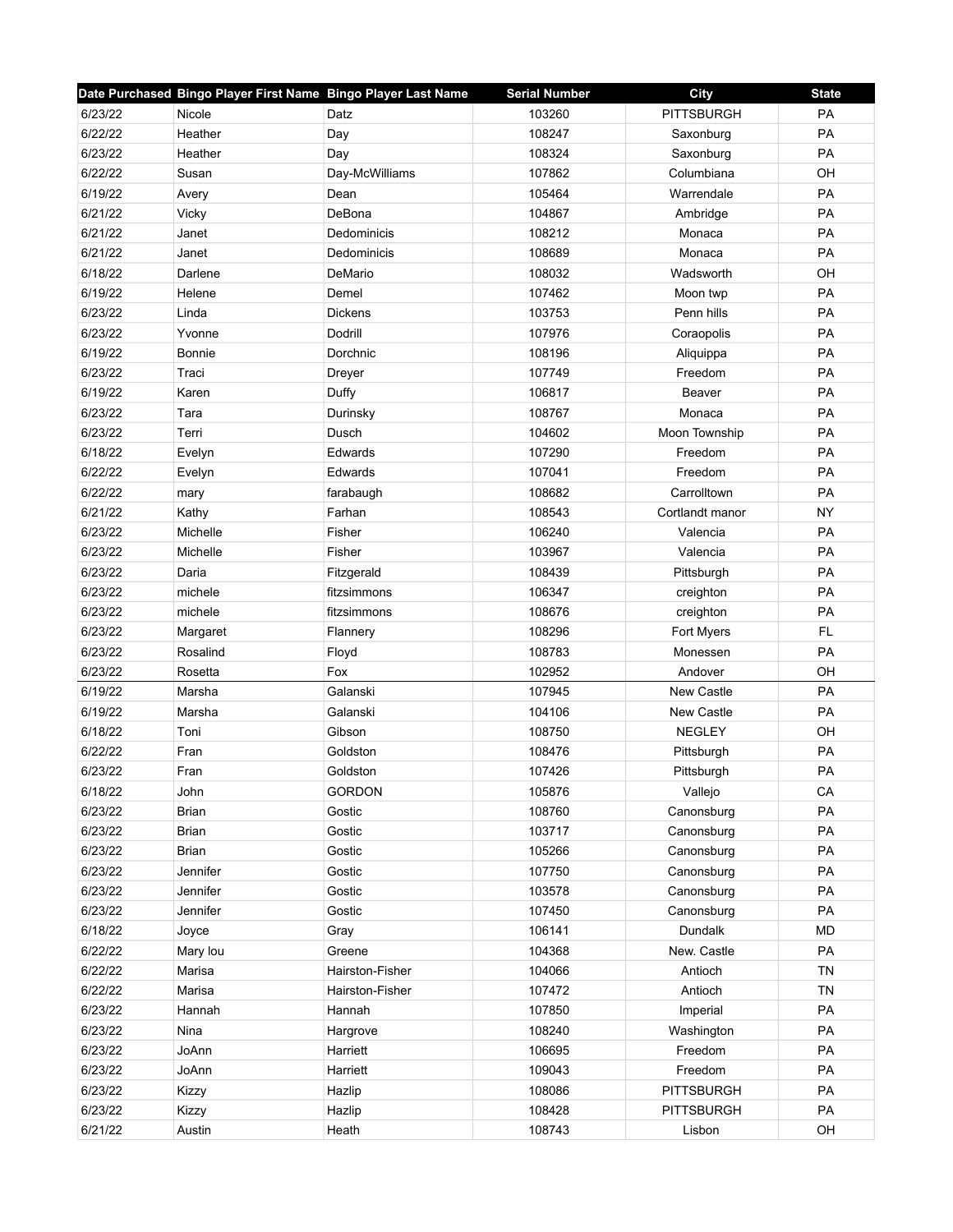| Date Purchased | Bingo Player First Name | Bingo Player Last Name | Serial Number | City | State |
|---|---|---|---|---|---|
| 6/23/22 | Nicole | Datz | 103260 | PITTSBURGH | PA |
| 6/22/22 | Heather | Day | 108247 | Saxonburg | PA |
| 6/23/22 | Heather | Day | 108324 | Saxonburg | PA |
| 6/22/22 | Susan | Day-McWilliams | 107862 | Columbiana | OH |
| 6/19/22 | Avery | Dean | 105464 | Warrendale | PA |
| 6/21/22 | Vicky | DeBona | 104867 | Ambridge | PA |
| 6/21/22 | Janet | Dedominicis | 108212 | Monaca | PA |
| 6/21/22 | Janet | Dedominicis | 108689 | Monaca | PA |
| 6/18/22 | Darlene | DeMario | 108032 | Wadsworth | OH |
| 6/19/22 | Helene | Demel | 107462 | Moon twp | PA |
| 6/23/22 | Linda | Dickens | 103753 | Penn hills | PA |
| 6/23/22 | Yvonne | Dodrill | 107976 | Coraopolis | PA |
| 6/19/22 | Bonnie | Dorchnic | 108196 | Aliquippa | PA |
| 6/23/22 | Traci | Dreyer | 107749 | Freedom | PA |
| 6/19/22 | Karen | Duffy | 106817 | Beaver | PA |
| 6/23/22 | Tara | Durinsky | 108767 | Monaca | PA |
| 6/23/22 | Terri | Dusch | 104602 | Moon Township | PA |
| 6/18/22 | Evelyn | Edwards | 107290 | Freedom | PA |
| 6/22/22 | Evelyn | Edwards | 107041 | Freedom | PA |
| 6/22/22 | mary | farabaugh | 108682 | Carrolltown | PA |
| 6/21/22 | Kathy | Farhan | 108543 | Cortlandt manor | NY |
| 6/23/22 | Michelle | Fisher | 106240 | Valencia | PA |
| 6/23/22 | Michelle | Fisher | 103967 | Valencia | PA |
| 6/23/22 | Daria | Fitzgerald | 108439 | Pittsburgh | PA |
| 6/23/22 | michele | fitzsimmons | 106347 | creighton | PA |
| 6/23/22 | michele | fitzsimmons | 108676 | creighton | PA |
| 6/23/22 | Margaret | Flannery | 108296 | Fort Myers | FL |
| 6/23/22 | Rosalind | Floyd | 108783 | Monessen | PA |
| 6/23/22 | Rosetta | Fox | 102952 | Andover | OH |
| 6/19/22 | Marsha | Galanski | 107945 | New Castle | PA |
| 6/19/22 | Marsha | Galanski | 104106 | New Castle | PA |
| 6/18/22 | Toni | Gibson | 108750 | NEGLEY | OH |
| 6/22/22 | Fran | Goldston | 108476 | Pittsburgh | PA |
| 6/23/22 | Fran | Goldston | 107426 | Pittsburgh | PA |
| 6/18/22 | John | GORDON | 105876 | Vallejo | CA |
| 6/23/22 | Brian | Gostic | 108760 | Canonsburg | PA |
| 6/23/22 | Brian | Gostic | 103717 | Canonsburg | PA |
| 6/23/22 | Brian | Gostic | 105266 | Canonsburg | PA |
| 6/23/22 | Jennifer | Gostic | 107750 | Canonsburg | PA |
| 6/23/22 | Jennifer | Gostic | 103578 | Canonsburg | PA |
| 6/23/22 | Jennifer | Gostic | 107450 | Canonsburg | PA |
| 6/18/22 | Joyce | Gray | 106141 | Dundalk | MD |
| 6/22/22 | Mary lou | Greene | 104368 | New. Castle | PA |
| 6/22/22 | Marisa | Hairston-Fisher | 104066 | Antioch | TN |
| 6/22/22 | Marisa | Hairston-Fisher | 107472 | Antioch | TN |
| 6/23/22 | Hannah | Hannah | 107850 | Imperial | PA |
| 6/23/22 | Nina | Hargrove | 108240 | Washington | PA |
| 6/23/22 | JoAnn | Harriett | 106695 | Freedom | PA |
| 6/23/22 | JoAnn | Harriett | 109043 | Freedom | PA |
| 6/23/22 | Kizzy | Hazlip | 108086 | PITTSBURGH | PA |
| 6/23/22 | Kizzy | Hazlip | 108428 | PITTSBURGH | PA |
| 6/21/22 | Austin | Heath | 108743 | Lisbon | OH |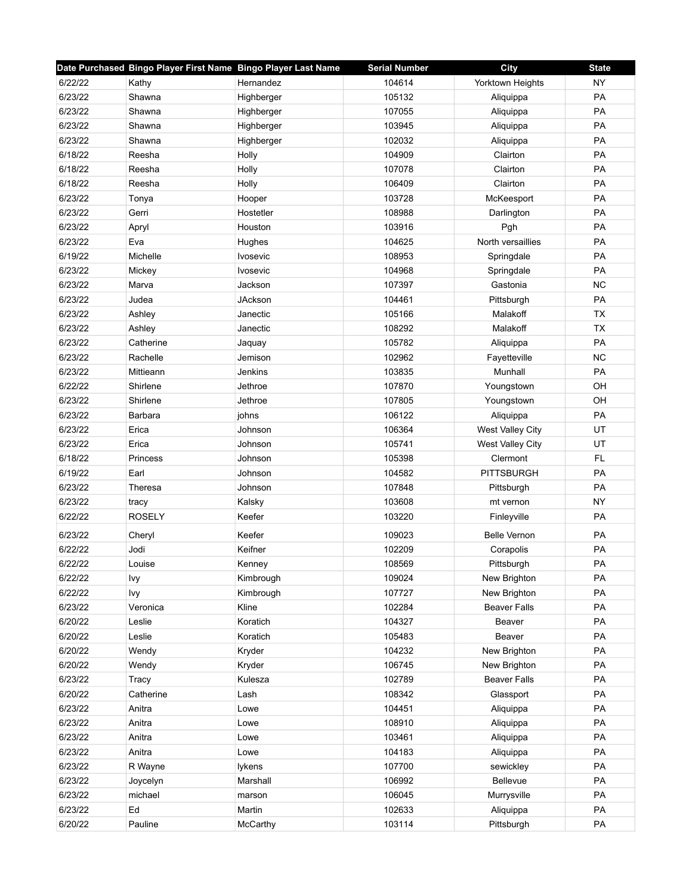| Date Purchased | Bingo Player First Name | Bingo Player Last Name | Serial Number | City | State |
|---|---|---|---|---|---|
| 6/22/22 | Kathy | Hernandez | 104614 | Yorktown Heights | NY |
| 6/23/22 | Shawna | Highberger | 105132 | Aliquippa | PA |
| 6/23/22 | Shawna | Highberger | 107055 | Aliquippa | PA |
| 6/23/22 | Shawna | Highberger | 103945 | Aliquippa | PA |
| 6/23/22 | Shawna | Highberger | 102032 | Aliquippa | PA |
| 6/18/22 | Reesha | Holly | 104909 | Clairton | PA |
| 6/18/22 | Reesha | Holly | 107078 | Clairton | PA |
| 6/18/22 | Reesha | Holly | 106409 | Clairton | PA |
| 6/23/22 | Tonya | Hooper | 103728 | McKeesport | PA |
| 6/23/22 | Gerri | Hostetler | 108988 | Darlington | PA |
| 6/23/22 | Apryl | Houston | 103916 | Pgh | PA |
| 6/23/22 | Eva | Hughes | 104625 | North versaillies | PA |
| 6/19/22 | Michelle | Ivosevic | 108953 | Springdale | PA |
| 6/23/22 | Mickey | Ivosevic | 104968 | Springdale | PA |
| 6/23/22 | Marva | Jackson | 107397 | Gastonia | NC |
| 6/23/22 | Judea | JAckson | 104461 | Pittsburgh | PA |
| 6/23/22 | Ashley | Janectic | 105166 | Malakoff | TX |
| 6/23/22 | Ashley | Janectic | 108292 | Malakoff | TX |
| 6/23/22 | Catherine | Jaquay | 105782 | Aliquippa | PA |
| 6/23/22 | Rachelle | Jemison | 102962 | Fayetteville | NC |
| 6/23/22 | Mittieann | Jenkins | 103835 | Munhall | PA |
| 6/22/22 | Shirlene | Jethroe | 107870 | Youngstown | OH |
| 6/23/22 | Shirlene | Jethroe | 107805 | Youngstown | OH |
| 6/23/22 | Barbara | johns | 106122 | Aliquippa | PA |
| 6/23/22 | Erica | Johnson | 106364 | West Valley City | UT |
| 6/23/22 | Erica | Johnson | 105741 | West Valley City | UT |
| 6/18/22 | Princess | Johnson | 105398 | Clermont | FL |
| 6/19/22 | Earl | Johnson | 104582 | PITTSBURGH | PA |
| 6/23/22 | Theresa | Johnson | 107848 | Pittsburgh | PA |
| 6/23/22 | tracy | Kalsky | 103608 | mt vernon | NY |
| 6/22/22 | ROSELY | Keefer | 103220 | Finleyville | PA |
| 6/23/22 | Cheryl | Keefer | 109023 | Belle Vernon | PA |
| 6/22/22 | Jodi | Keifner | 102209 | Corapolis | PA |
| 6/22/22 | Louise | Kenney | 108569 | Pittsburgh | PA |
| 6/22/22 | Ivy | Kimbrough | 109024 | New Brighton | PA |
| 6/22/22 | Ivy | Kimbrough | 107727 | New Brighton | PA |
| 6/23/22 | Veronica | Kline | 102284 | Beaver Falls | PA |
| 6/20/22 | Leslie | Koratich | 104327 | Beaver | PA |
| 6/20/22 | Leslie | Koratich | 105483 | Beaver | PA |
| 6/20/22 | Wendy | Kryder | 104232 | New Brighton | PA |
| 6/20/22 | Wendy | Kryder | 106745 | New Brighton | PA |
| 6/23/22 | Tracy | Kulesza | 102789 | Beaver Falls | PA |
| 6/20/22 | Catherine | Lash | 108342 | Glassport | PA |
| 6/23/22 | Anitra | Lowe | 104451 | Aliquippa | PA |
| 6/23/22 | Anitra | Lowe | 108910 | Aliquippa | PA |
| 6/23/22 | Anitra | Lowe | 103461 | Aliquippa | PA |
| 6/23/22 | Anitra | Lowe | 104183 | Aliquippa | PA |
| 6/23/22 | R Wayne | lykens | 107700 | sewickley | PA |
| 6/23/22 | Joycelyn | Marshall | 106992 | Bellevue | PA |
| 6/23/22 | michael | marson | 106045 | Murrysville | PA |
| 6/23/22 | Ed | Martin | 102633 | Aliquippa | PA |
| 6/20/22 | Pauline | McCarthy | 103114 | Pittsburgh | PA |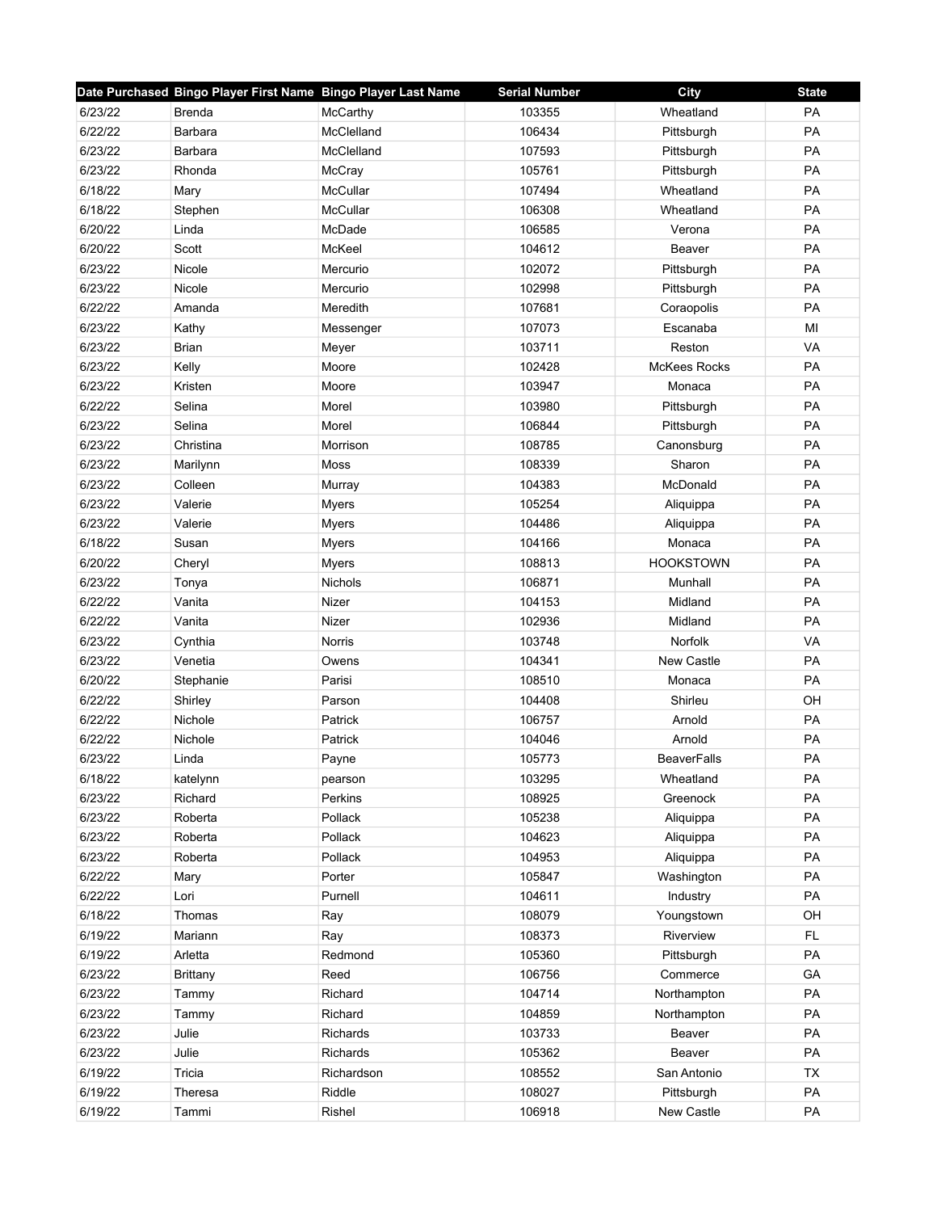| Date Purchased | Bingo Player First Name | Bingo Player Last Name | Serial Number | City | State |
|---|---|---|---|---|---|
| 6/23/22 | Brenda | McCarthy | 103355 | Wheatland | PA |
| 6/22/22 | Barbara | McClelland | 106434 | Pittsburgh | PA |
| 6/23/22 | Barbara | McClelland | 107593 | Pittsburgh | PA |
| 6/23/22 | Rhonda | McCray | 105761 | Pittsburgh | PA |
| 6/18/22 | Mary | McCullar | 107494 | Wheatland | PA |
| 6/18/22 | Stephen | McCullar | 106308 | Wheatland | PA |
| 6/20/22 | Linda | McDade | 106585 | Verona | PA |
| 6/20/22 | Scott | McKeel | 104612 | Beaver | PA |
| 6/23/22 | Nicole | Mercurio | 102072 | Pittsburgh | PA |
| 6/23/22 | Nicole | Mercurio | 102998 | Pittsburgh | PA |
| 6/22/22 | Amanda | Meredith | 107681 | Coraopolis | PA |
| 6/23/22 | Kathy | Messenger | 107073 | Escanaba | MI |
| 6/23/22 | Brian | Meyer | 103711 | Reston | VA |
| 6/23/22 | Kelly | Moore | 102428 | McKees Rocks | PA |
| 6/23/22 | Kristen | Moore | 103947 | Monaca | PA |
| 6/22/22 | Selina | Morel | 103980 | Pittsburgh | PA |
| 6/23/22 | Selina | Morel | 106844 | Pittsburgh | PA |
| 6/23/22 | Christina | Morrison | 108785 | Canonsburg | PA |
| 6/23/22 | Marilynn | Moss | 108339 | Sharon | PA |
| 6/23/22 | Colleen | Murray | 104383 | McDonald | PA |
| 6/23/22 | Valerie | Myers | 105254 | Aliquippa | PA |
| 6/23/22 | Valerie | Myers | 104486 | Aliquippa | PA |
| 6/18/22 | Susan | Myers | 104166 | Monaca | PA |
| 6/20/22 | Cheryl | Myers | 108813 | HOOKSTOWN | PA |
| 6/23/22 | Tonya | Nichols | 106871 | Munhall | PA |
| 6/22/22 | Vanita | Nizer | 104153 | Midland | PA |
| 6/22/22 | Vanita | Nizer | 102936 | Midland | PA |
| 6/23/22 | Cynthia | Norris | 103748 | Norfolk | VA |
| 6/23/22 | Venetia | Owens | 104341 | New Castle | PA |
| 6/20/22 | Stephanie | Parisi | 108510 | Monaca | PA |
| 6/22/22 | Shirley | Parson | 104408 | Shirleu | OH |
| 6/22/22 | Nichole | Patrick | 106757 | Arnold | PA |
| 6/22/22 | Nichole | Patrick | 104046 | Arnold | PA |
| 6/23/22 | Linda | Payne | 105773 | BeaverFalls | PA |
| 6/18/22 | katelynn | pearson | 103295 | Wheatland | PA |
| 6/23/22 | Richard | Perkins | 108925 | Greenock | PA |
| 6/23/22 | Roberta | Pollack | 105238 | Aliquippa | PA |
| 6/23/22 | Roberta | Pollack | 104623 | Aliquippa | PA |
| 6/23/22 | Roberta | Pollack | 104953 | Aliquippa | PA |
| 6/22/22 | Mary | Porter | 105847 | Washington | PA |
| 6/22/22 | Lori | Purnell | 104611 | Industry | PA |
| 6/18/22 | Thomas | Ray | 108079 | Youngstown | OH |
| 6/19/22 | Mariann | Ray | 108373 | Riverview | FL |
| 6/19/22 | Arletta | Redmond | 105360 | Pittsburgh | PA |
| 6/23/22 | Brittany | Reed | 106756 | Commerce | GA |
| 6/23/22 | Tammy | Richard | 104714 | Northampton | PA |
| 6/23/22 | Tammy | Richard | 104859 | Northampton | PA |
| 6/23/22 | Julie | Richards | 103733 | Beaver | PA |
| 6/23/22 | Julie | Richards | 105362 | Beaver | PA |
| 6/19/22 | Tricia | Richardson | 108552 | San Antonio | TX |
| 6/19/22 | Theresa | Riddle | 108027 | Pittsburgh | PA |
| 6/19/22 | Tammi | Rishel | 106918 | New Castle | PA |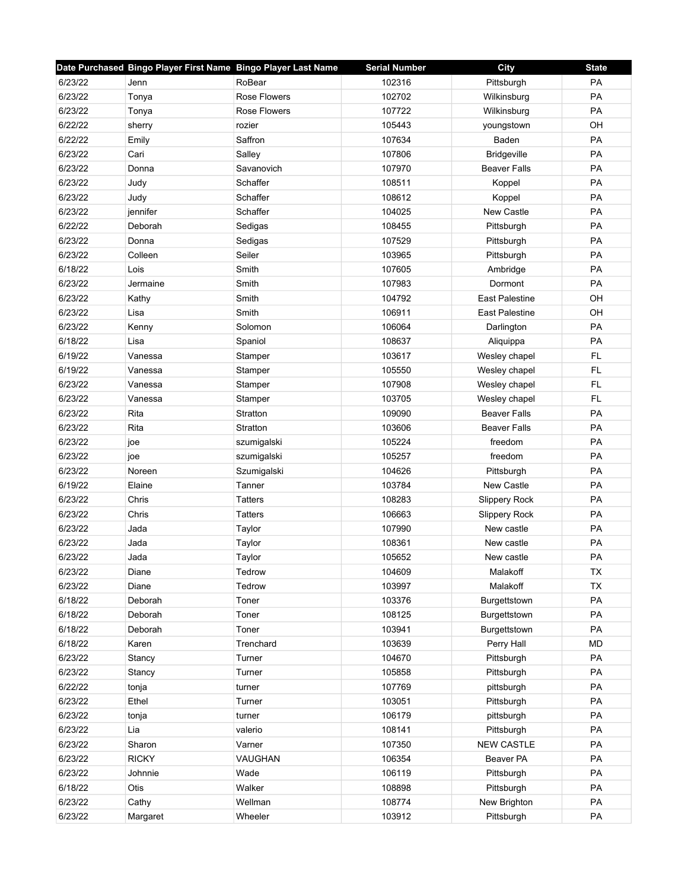| Date Purchased | Bingo Player First Name | Bingo Player Last Name | Serial Number | City | State |
|---|---|---|---|---|---|
| 6/23/22 | Jenn | RoBear | 102316 | Pittsburgh | PA |
| 6/23/22 | Tonya | Rose Flowers | 102702 | Wilkinsburg | PA |
| 6/23/22 | Tonya | Rose Flowers | 107722 | Wilkinsburg | PA |
| 6/22/22 | sherry | rozier | 105443 | youngstown | OH |
| 6/22/22 | Emily | Saffron | 107634 | Baden | PA |
| 6/23/22 | Cari | Salley | 107806 | Bridgeville | PA |
| 6/23/22 | Donna | Savanovich | 107970 | Beaver Falls | PA |
| 6/23/22 | Judy | Schaffer | 108511 | Koppel | PA |
| 6/23/22 | Judy | Schaffer | 108612 | Koppel | PA |
| 6/23/22 | jennifer | Schaffer | 104025 | New Castle | PA |
| 6/22/22 | Deborah | Sedigas | 108455 | Pittsburgh | PA |
| 6/23/22 | Donna | Sedigas | 107529 | Pittsburgh | PA |
| 6/23/22 | Colleen | Seiler | 103965 | Pittsburgh | PA |
| 6/18/22 | Lois | Smith | 107605 | Ambridge | PA |
| 6/23/22 | Jermaine | Smith | 107983 | Dormont | PA |
| 6/23/22 | Kathy | Smith | 104792 | East Palestine | OH |
| 6/23/22 | Lisa | Smith | 106911 | East Palestine | OH |
| 6/23/22 | Kenny | Solomon | 106064 | Darlington | PA |
| 6/18/22 | Lisa | Spaniol | 108637 | Aliquippa | PA |
| 6/19/22 | Vanessa | Stamper | 103617 | Wesley chapel | FL |
| 6/19/22 | Vanessa | Stamper | 105550 | Wesley chapel | FL |
| 6/23/22 | Vanessa | Stamper | 107908 | Wesley chapel | FL |
| 6/23/22 | Vanessa | Stamper | 103705 | Wesley chapel | FL |
| 6/23/22 | Rita | Stratton | 109090 | Beaver Falls | PA |
| 6/23/22 | Rita | Stratton | 103606 | Beaver Falls | PA |
| 6/23/22 | joe | szumigalski | 105224 | freedom | PA |
| 6/23/22 | joe | szumigalski | 105257 | freedom | PA |
| 6/23/22 | Noreen | Szumigalski | 104626 | Pittsburgh | PA |
| 6/19/22 | Elaine | Tanner | 103784 | New Castle | PA |
| 6/23/22 | Chris | Tatters | 108283 | Slippery Rock | PA |
| 6/23/22 | Chris | Tatters | 106663 | Slippery Rock | PA |
| 6/23/22 | Jada | Taylor | 107990 | New castle | PA |
| 6/23/22 | Jada | Taylor | 108361 | New castle | PA |
| 6/23/22 | Jada | Taylor | 105652 | New castle | PA |
| 6/23/22 | Diane | Tedrow | 104609 | Malakoff | TX |
| 6/23/22 | Diane | Tedrow | 103997 | Malakoff | TX |
| 6/18/22 | Deborah | Toner | 103376 | Burgettstown | PA |
| 6/18/22 | Deborah | Toner | 108125 | Burgettstown | PA |
| 6/18/22 | Deborah | Toner | 103941 | Burgettstown | PA |
| 6/18/22 | Karen | Trenchard | 103639 | Perry Hall | MD |
| 6/23/22 | Stancy | Turner | 104670 | Pittsburgh | PA |
| 6/23/22 | Stancy | Turner | 105858 | Pittsburgh | PA |
| 6/22/22 | tonja | turner | 107769 | pittsburgh | PA |
| 6/23/22 | Ethel | Turner | 103051 | Pittsburgh | PA |
| 6/23/22 | tonja | turner | 106179 | pittsburgh | PA |
| 6/23/22 | Lia | valerio | 108141 | Pittsburgh | PA |
| 6/23/22 | Sharon | Varner | 107350 | NEW CASTLE | PA |
| 6/23/22 | RICKY | VAUGHAN | 106354 | Beaver PA | PA |
| 6/23/22 | Johnnie | Wade | 106119 | Pittsburgh | PA |
| 6/18/22 | Otis | Walker | 108898 | Pittsburgh | PA |
| 6/23/22 | Cathy | Wellman | 108774 | New Brighton | PA |
| 6/23/22 | Margaret | Wheeler | 103912 | Pittsburgh | PA |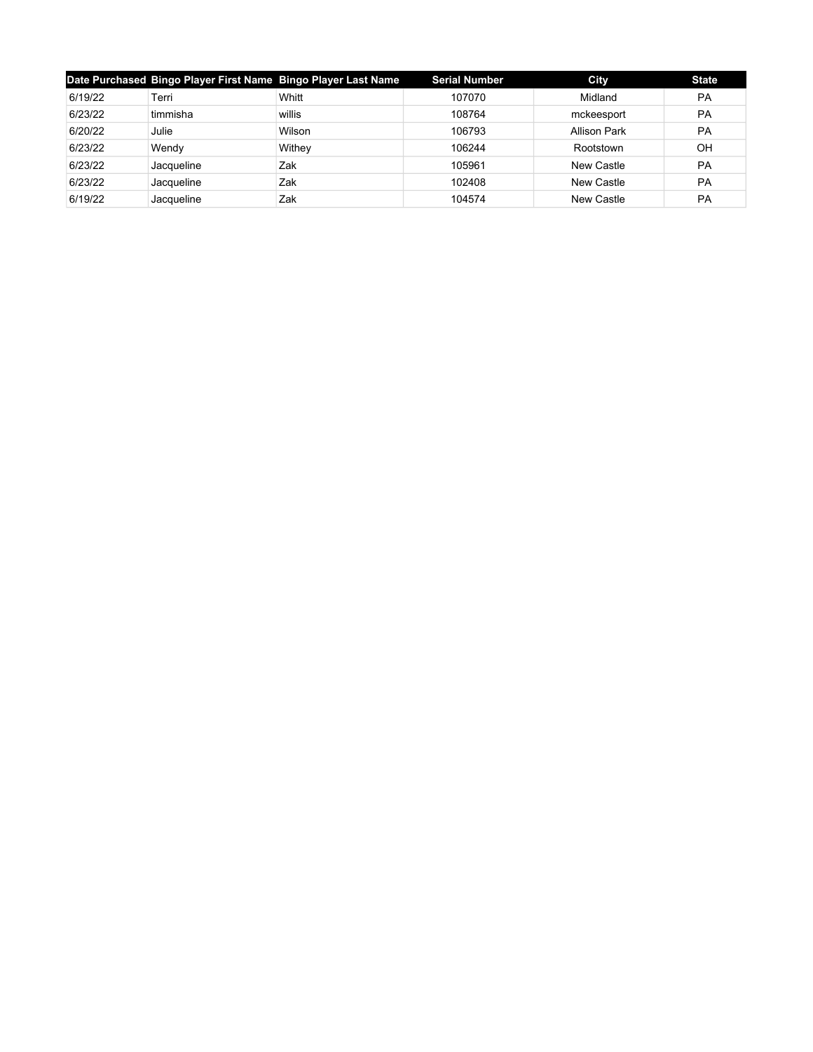| Date Purchased | Bingo Player First Name | Bingo Player Last Name | Serial Number | City | State |
|---|---|---|---|---|---|
| 6/19/22 | Terri | Whitt | 107070 | Midland | PA |
| 6/23/22 | timmisha | willis | 108764 | mckeesport | PA |
| 6/20/22 | Julie | Wilson | 106793 | Allison Park | PA |
| 6/23/22 | Wendy | Withey | 106244 | Rootstown | OH |
| 6/23/22 | Jacqueline | Zak | 105961 | New Castle | PA |
| 6/23/22 | Jacqueline | Zak | 102408 | New Castle | PA |
| 6/19/22 | Jacqueline | Zak | 104574 | New Castle | PA |